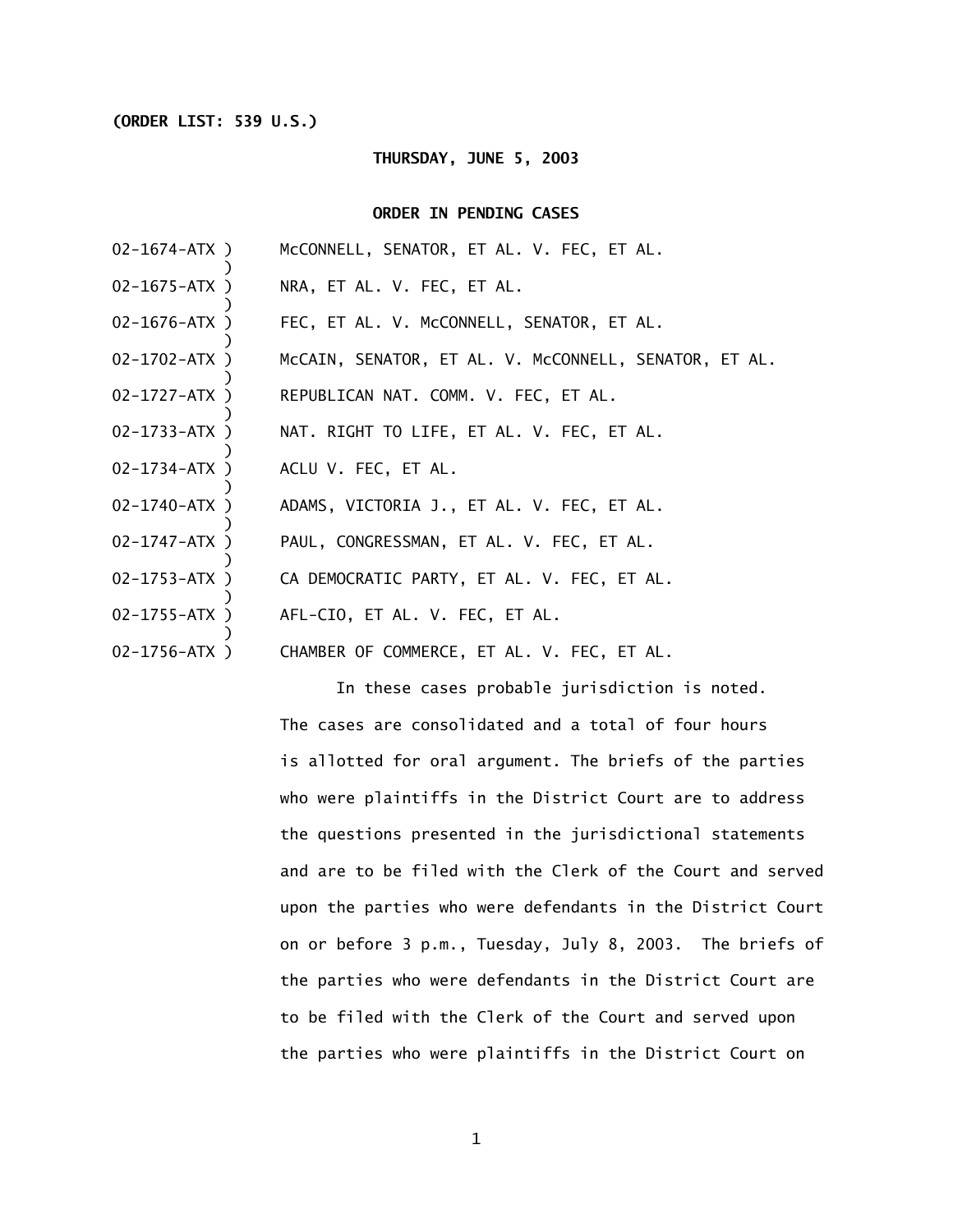**(ORDER LIST: 539 U.S.)**

**THURSDAY, JUNE 5, 2003**

**ORDER IN PENDING CASES**

02-1674-ATX ) McCONNELL, SENATOR, ET AL. V. FEC, ET AL.
)
02-1675-ATX ) NRA, ET AL. V. FEC, ET AL.
)
02-1676-ATX ) FEC, ET AL. V. McCONNELL, SENATOR, ET AL.
)
02-1702-ATX ) McCAIN, SENATOR, ET AL. V. McCONNELL, SENATOR, ET AL.
)
02-1727-ATX ) REPUBLICAN NAT. COMM. V. FEC, ET AL.
)
02-1733-ATX ) NAT. RIGHT TO LIFE, ET AL. V. FEC, ET AL.
)
02-1734-ATX ) ACLU V. FEC, ET AL.
)
02-1740-ATX ) ADAMS, VICTORIA J., ET AL. V. FEC, ET AL.
)
02-1747-ATX ) PAUL, CONGRESSMAN, ET AL. V. FEC, ET AL.
)
02-1753-ATX ) CA DEMOCRATIC PARTY, ET AL. V. FEC, ET AL.
)
02-1755-ATX ) AFL-CIO, ET AL. V. FEC, ET AL.
)
02-1756-ATX ) CHAMBER OF COMMERCE, ET AL. V. FEC, ET AL.

In these cases probable jurisdiction is noted. The cases are consolidated and a total of four hours is allotted for oral argument. The briefs of the parties who were plaintiffs in the District Court are to address the questions presented in the jurisdictional statements and are to be filed with the Clerk of the Court and served upon the parties who were defendants in the District Court on or before 3 p.m., Tuesday, July 8, 2003. The briefs of the parties who were defendants in the District Court are to be filed with the Clerk of the Court and served upon the parties who were plaintiffs in the District Court on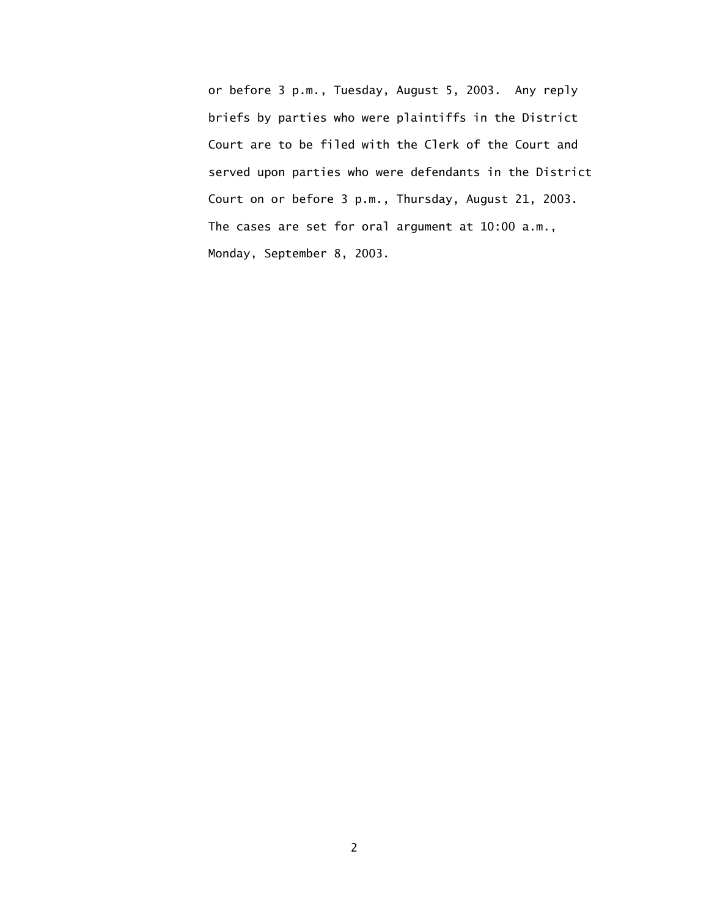or before 3 p.m., Tuesday, August 5, 2003. Any reply briefs by parties who were plaintiffs in the District Court are to be filed with the Clerk of the Court and served upon parties who were defendants in the District Court on or before 3 p.m., Thursday, August 21, 2003. The cases are set for oral argument at 10:00 a.m., Monday, September 8, 2003.